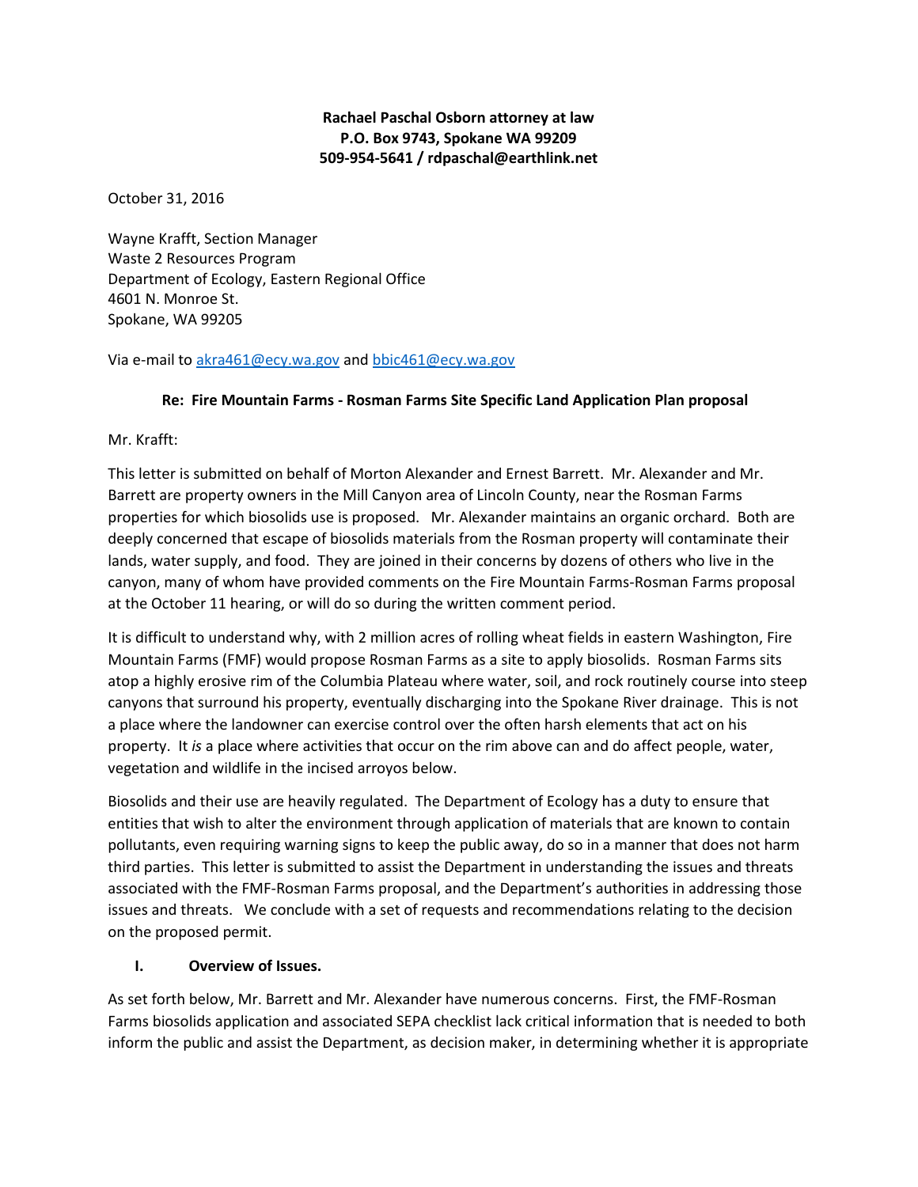**Rachael Paschal Osborn attorney at law**
**P.O. Box 9743, Spokane WA 99209**
**509-954-5641 / rdpaschal@earthlink.net**

October 31, 2016

Wayne Krafft, Section Manager
Waste 2 Resources Program
Department of Ecology, Eastern Regional Office
4601 N. Monroe St.
Spokane, WA 99205

Via e-mail to akra461@ecy.wa.gov and bbic461@ecy.wa.gov

**Re: Fire Mountain Farms - Rosman Farms Site Specific Land Application Plan proposal**

Mr. Krafft:

This letter is submitted on behalf of Morton Alexander and Ernest Barrett. Mr. Alexander and Mr. Barrett are property owners in the Mill Canyon area of Lincoln County, near the Rosman Farms properties for which biosolids use is proposed. Mr. Alexander maintains an organic orchard. Both are deeply concerned that escape of biosolids materials from the Rosman property will contaminate their lands, water supply, and food. They are joined in their concerns by dozens of others who live in the canyon, many of whom have provided comments on the Fire Mountain Farms-Rosman Farms proposal at the October 11 hearing, or will do so during the written comment period.

It is difficult to understand why, with 2 million acres of rolling wheat fields in eastern Washington, Fire Mountain Farms (FMF) would propose Rosman Farms as a site to apply biosolids. Rosman Farms sits atop a highly erosive rim of the Columbia Plateau where water, soil, and rock routinely course into steep canyons that surround his property, eventually discharging into the Spokane River drainage. This is not a place where the landowner can exercise control over the often harsh elements that act on his property. It *is* a place where activities that occur on the rim above can and do affect people, water, vegetation and wildlife in the incised arroyos below.

Biosolids and their use are heavily regulated. The Department of Ecology has a duty to ensure that entities that wish to alter the environment through application of materials that are known to contain pollutants, even requiring warning signs to keep the public away, do so in a manner that does not harm third parties. This letter is submitted to assist the Department in understanding the issues and threats associated with the FMF-Rosman Farms proposal, and the Department's authorities in addressing those issues and threats. We conclude with a set of requests and recommendations relating to the decision on the proposed permit.

## I. Overview of Issues.

As set forth below, Mr. Barrett and Mr. Alexander have numerous concerns. First, the FMF-Rosman Farms biosolids application and associated SEPA checklist lack critical information that is needed to both inform the public and assist the Department, as decision maker, in determining whether it is appropriate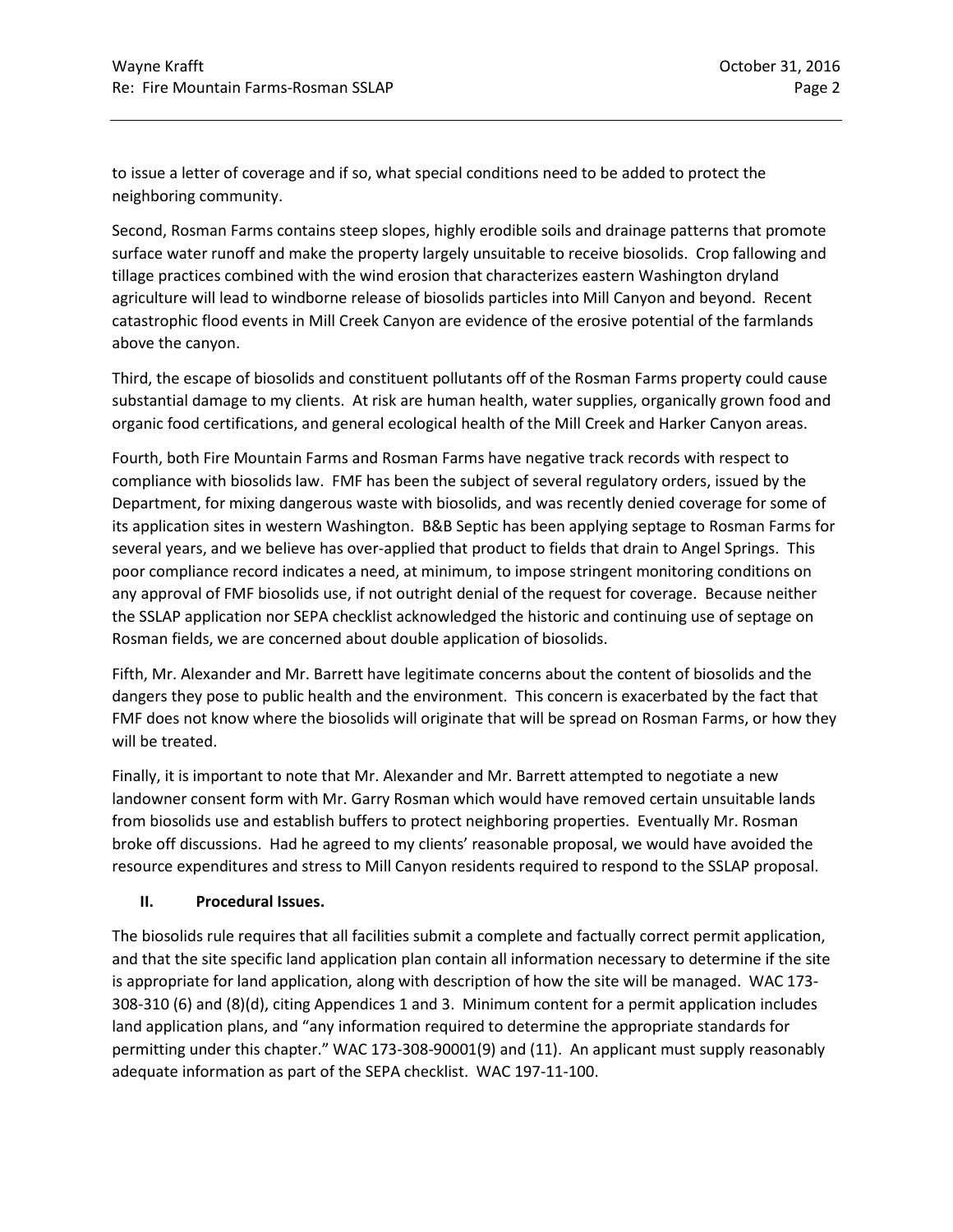to issue a letter of coverage and if so, what special conditions need to be added to protect the neighboring community.

Second, Rosman Farms contains steep slopes, highly erodible soils and drainage patterns that promote surface water runoff and make the property largely unsuitable to receive biosolids. Crop fallowing and tillage practices combined with the wind erosion that characterizes eastern Washington dryland agriculture will lead to windborne release of biosolids particles into Mill Canyon and beyond. Recent catastrophic flood events in Mill Creek Canyon are evidence of the erosive potential of the farmlands above the canyon.

Third, the escape of biosolids and constituent pollutants off of the Rosman Farms property could cause substantial damage to my clients. At risk are human health, water supplies, organically grown food and organic food certifications, and general ecological health of the Mill Creek and Harker Canyon areas.

Fourth, both Fire Mountain Farms and Rosman Farms have negative track records with respect to compliance with biosolids law. FMF has been the subject of several regulatory orders, issued by the Department, for mixing dangerous waste with biosolids, and was recently denied coverage for some of its application sites in western Washington. B&B Septic has been applying septage to Rosman Farms for several years, and we believe has over-applied that product to fields that drain to Angel Springs. This poor compliance record indicates a need, at minimum, to impose stringent monitoring conditions on any approval of FMF biosolids use, if not outright denial of the request for coverage. Because neither the SSLAP application nor SEPA checklist acknowledged the historic and continuing use of septage on Rosman fields, we are concerned about double application of biosolids.

Fifth, Mr. Alexander and Mr. Barrett have legitimate concerns about the content of biosolids and the dangers they pose to public health and the environment. This concern is exacerbated by the fact that FMF does not know where the biosolids will originate that will be spread on Rosman Farms, or how they will be treated.

Finally, it is important to note that Mr. Alexander and Mr. Barrett attempted to negotiate a new landowner consent form with Mr. Garry Rosman which would have removed certain unsuitable lands from biosolids use and establish buffers to protect neighboring properties. Eventually Mr. Rosman broke off discussions. Had he agreed to my clients' reasonable proposal, we would have avoided the resource expenditures and stress to Mill Canyon residents required to respond to the SSLAP proposal.

## II. Procedural Issues.

The biosolids rule requires that all facilities submit a complete and factually correct permit application, and that the site specific land application plan contain all information necessary to determine if the site is appropriate for land application, along with description of how the site will be managed. WAC 173-308-310 (6) and (8)(d), citing Appendices 1 and 3. Minimum content for a permit application includes land application plans, and "any information required to determine the appropriate standards for permitting under this chapter." WAC 173-308-90001(9) and (11). An applicant must supply reasonably adequate information as part of the SEPA checklist. WAC 197-11-100.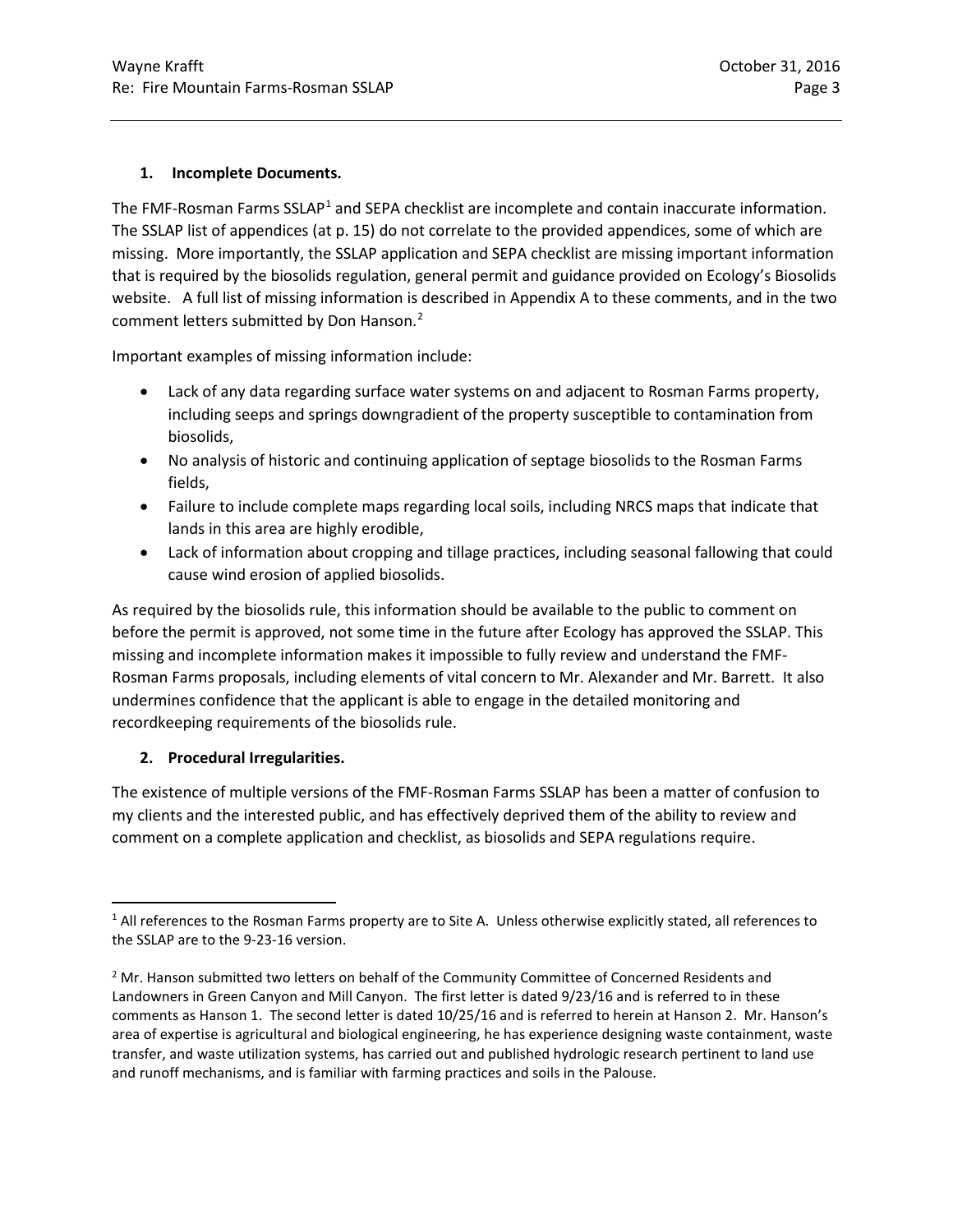## 1. Incomplete Documents.

The FMF-Rosman Farms SSLAP[1] and SEPA checklist are incomplete and contain inaccurate information. The SSLAP list of appendices (at p. 15) do not correlate to the provided appendices, some of which are missing. More importantly, the SSLAP application and SEPA checklist are missing important information that is required by the biosolids regulation, general permit and guidance provided on Ecology's Biosolids website. A full list of missing information is described in Appendix A to these comments, and in the two comment letters submitted by Don Hanson.[2]

Important examples of missing information include:

- Lack of any data regarding surface water systems on and adjacent to Rosman Farms property, including seeps and springs downgradient of the property susceptible to contamination from biosolids,
- No analysis of historic and continuing application of septage biosolids to the Rosman Farms fields,
- Failure to include complete maps regarding local soils, including NRCS maps that indicate that lands in this area are highly erodible,
- Lack of information about cropping and tillage practices, including seasonal fallowing that could cause wind erosion of applied biosolids.

As required by the biosolids rule, this information should be available to the public to comment on before the permit is approved, not some time in the future after Ecology has approved the SSLAP. This missing and incomplete information makes it impossible to fully review and understand the FMF-Rosman Farms proposals, including elements of vital concern to Mr. Alexander and Mr. Barrett. It also undermines confidence that the applicant is able to engage in the detailed monitoring and recordkeeping requirements of the biosolids rule.

## 2. Procedural Irregularities.

The existence of multiple versions of the FMF-Rosman Farms SSLAP has been a matter of confusion to my clients and the interested public, and has effectively deprived them of the ability to review and comment on a complete application and checklist, as biosolids and SEPA regulations require.

---

[1] All references to the Rosman Farms property are to Site A. Unless otherwise explicitly stated, all references to the SSLAP are to the 9-23-16 version.

[2] Mr. Hanson submitted two letters on behalf of the Community Committee of Concerned Residents and Landowners in Green Canyon and Mill Canyon. The first letter is dated 9/23/16 and is referred to in these comments as Hanson 1. The second letter is dated 10/25/16 and is referred to herein at Hanson 2. Mr. Hanson's area of expertise is agricultural and biological engineering, he has experience designing waste containment, waste transfer, and waste utilization systems, has carried out and published hydrologic research pertinent to land use and runoff mechanisms, and is familiar with farming practices and soils in the Palouse.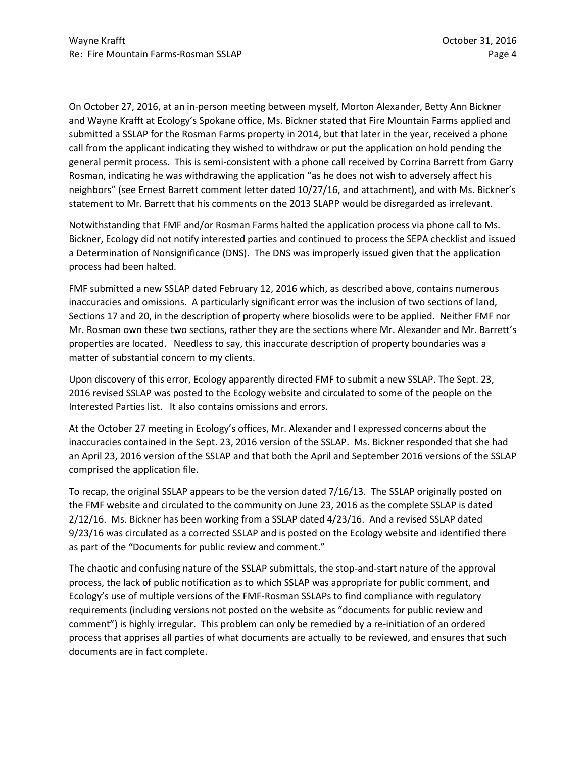On October 27, 2016, at an in-person meeting between myself, Morton Alexander, Betty Ann Bickner and Wayne Krafft at Ecology's Spokane office, Ms. Bickner stated that Fire Mountain Farms applied and submitted a SSLAP for the Rosman Farms property in 2014, but that later in the year, received a phone call from the applicant indicating they wished to withdraw or put the application on hold pending the general permit process. This is semi-consistent with a phone call received by Corrina Barrett from Garry Rosman, indicating he was withdrawing the application "as he does not wish to adversely affect his neighbors" (see Ernest Barrett comment letter dated 10/27/16, and attachment), and with Ms. Bickner's statement to Mr. Barrett that his comments on the 2013 SLAPP would be disregarded as irrelevant.

Notwithstanding that FMF and/or Rosman Farms halted the application process via phone call to Ms. Bickner, Ecology did not notify interested parties and continued to process the SEPA checklist and issued a Determination of Nonsignificance (DNS). The DNS was improperly issued given that the application process had been halted.

FMF submitted a new SSLAP dated February 12, 2016 which, as described above, contains numerous inaccuracies and omissions. A particularly significant error was the inclusion of two sections of land, Sections 17 and 20, in the description of property where biosolids were to be applied. Neither FMF nor Mr. Rosman own these two sections, rather they are the sections where Mr. Alexander and Mr. Barrett's properties are located. Needless to say, this inaccurate description of property boundaries was a matter of substantial concern to my clients.

Upon discovery of this error, Ecology apparently directed FMF to submit a new SSLAP. The Sept. 23, 2016 revised SSLAP was posted to the Ecology website and circulated to some of the people on the Interested Parties list. It also contains omissions and errors.

At the October 27 meeting in Ecology's offices, Mr. Alexander and I expressed concerns about the inaccuracies contained in the Sept. 23, 2016 version of the SSLAP. Ms. Bickner responded that she had an April 23, 2016 version of the SSLAP and that both the April and September 2016 versions of the SSLAP comprised the application file.

To recap, the original SSLAP appears to be the version dated 7/16/13. The SSLAP originally posted on the FMF website and circulated to the community on June 23, 2016 as the complete SSLAP is dated 2/12/16. Ms. Bickner has been working from a SSLAP dated 4/23/16. And a revised SSLAP dated 9/23/16 was circulated as a corrected SSLAP and is posted on the Ecology website and identified there as part of the "Documents for public review and comment."

The chaotic and confusing nature of the SSLAP submittals, the stop-and-start nature of the approval process, the lack of public notification as to which SSLAP was appropriate for public comment, and Ecology's use of multiple versions of the FMF-Rosman SSLAPs to find compliance with regulatory requirements (including versions not posted on the website as "documents for public review and comment") is highly irregular. This problem can only be remedied by a re-initiation of an ordered process that apprises all parties of what documents are actually to be reviewed, and ensures that such documents are in fact complete.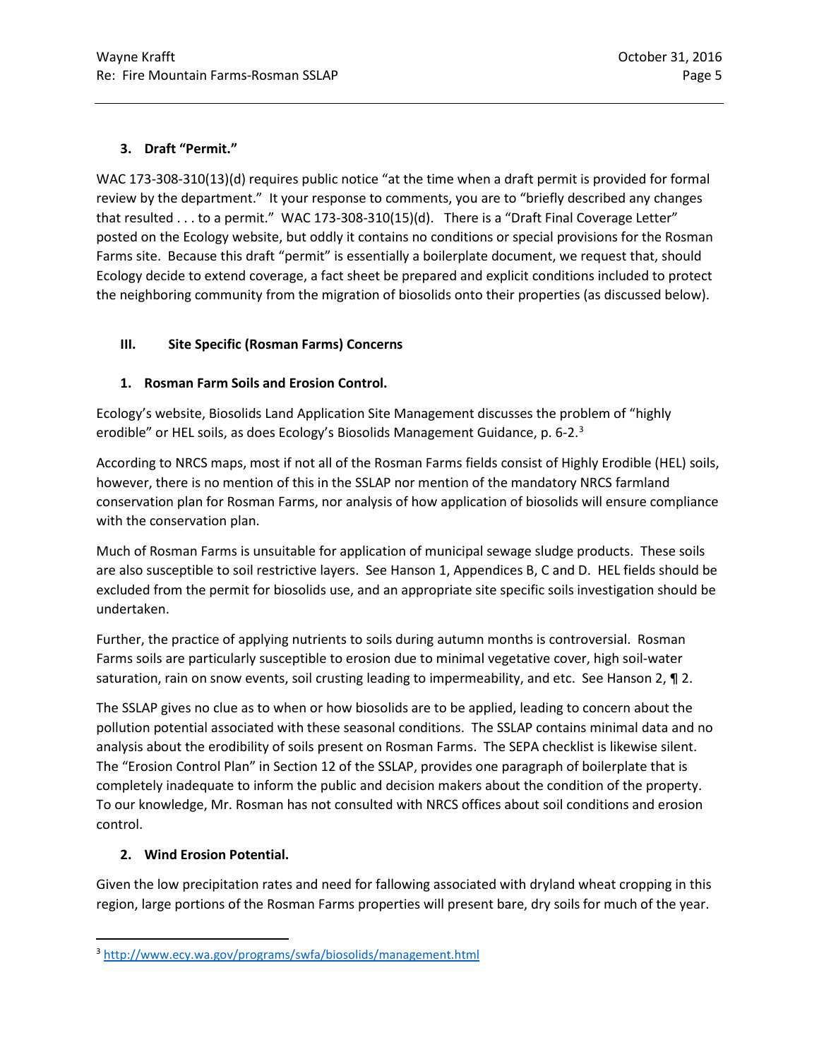### 3. Draft "Permit."

WAC 173-308-310(13)(d) requires public notice "at the time when a draft permit is provided for formal review by the department." It your response to comments, you are to "briefly described any changes that resulted . . . to a permit." WAC 173-308-310(15)(d). There is a "Draft Final Coverage Letter" posted on the Ecology website, but oddly it contains no conditions or special provisions for the Rosman Farms site. Because this draft "permit" is essentially a boilerplate document, we request that, should Ecology decide to extend coverage, a fact sheet be prepared and explicit conditions included to protect the neighboring community from the migration of biosolids onto their properties (as discussed below).

## III. Site Specific (Rosman Farms) Concerns

### 1. Rosman Farm Soils and Erosion Control.

Ecology's website, Biosolids Land Application Site Management discusses the problem of "highly erodible" or HEL soils, as does Ecology's Biosolids Management Guidance, p. 6-2.[3]

According to NRCS maps, most if not all of the Rosman Farms fields consist of Highly Erodible (HEL) soils, however, there is no mention of this in the SSLAP nor mention of the mandatory NRCS farmland conservation plan for Rosman Farms, nor analysis of how application of biosolids will ensure compliance with the conservation plan.

Much of Rosman Farms is unsuitable for application of municipal sewage sludge products. These soils are also susceptible to soil restrictive layers. See Hanson 1, Appendices B, C and D. HEL fields should be excluded from the permit for biosolids use, and an appropriate site specific soils investigation should be undertaken.

Further, the practice of applying nutrients to soils during autumn months is controversial. Rosman Farms soils are particularly susceptible to erosion due to minimal vegetative cover, high soil-water saturation, rain on snow events, soil crusting leading to impermeability, and etc. See Hanson 2, ¶ 2.

The SSLAP gives no clue as to when or how biosolids are to be applied, leading to concern about the pollution potential associated with these seasonal conditions. The SSLAP contains minimal data and no analysis about the erodibility of soils present on Rosman Farms. The SEPA checklist is likewise silent. The "Erosion Control Plan" in Section 12 of the SSLAP, provides one paragraph of boilerplate that is completely inadequate to inform the public and decision makers about the condition of the property. To our knowledge, Mr. Rosman has not consulted with NRCS offices about soil conditions and erosion control.

### 2. Wind Erosion Potential.

Given the low precipitation rates and need for fallowing associated with dryland wheat cropping in this region, large portions of the Rosman Farms properties will present bare, dry soils for much of the year.

---

[3] http://www.ecy.wa.gov/programs/swfa/biosolids/management.html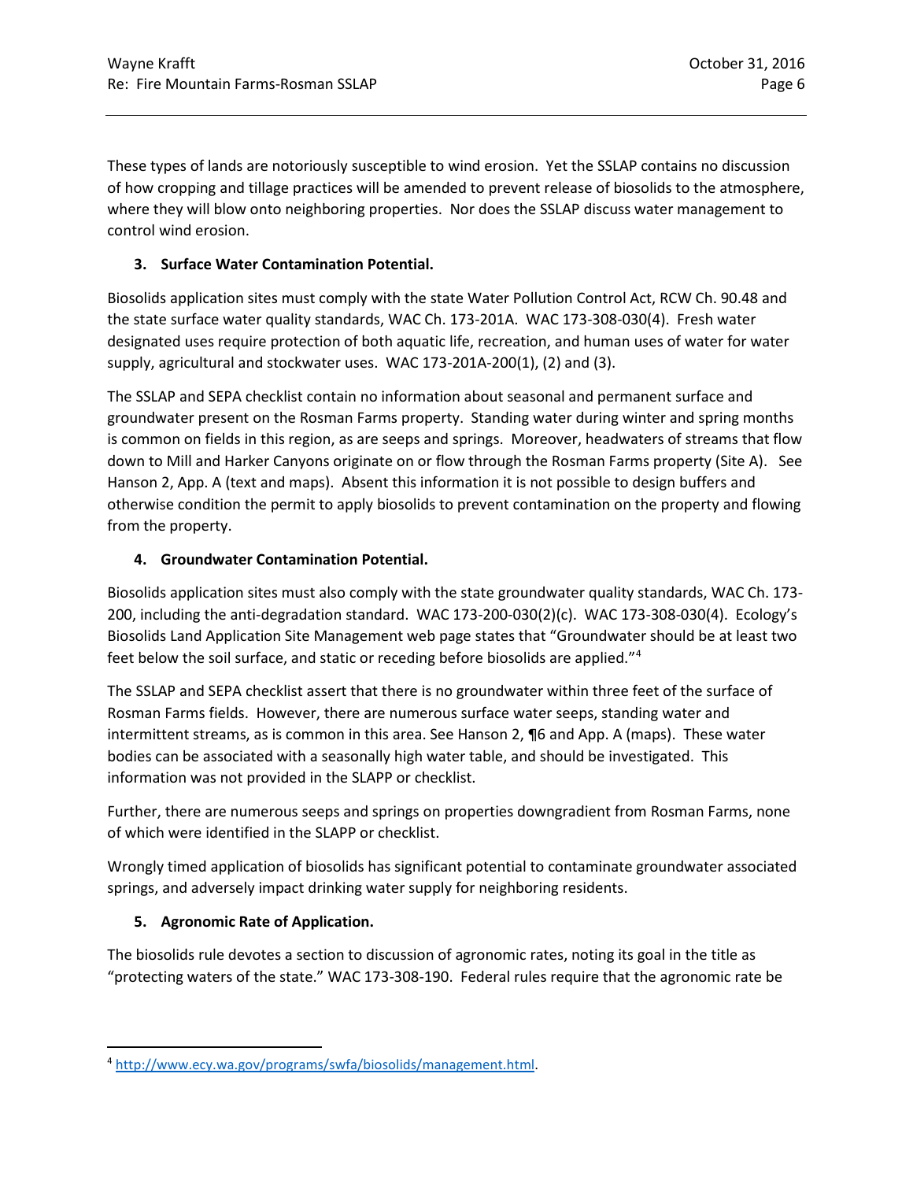These types of lands are notoriously susceptible to wind erosion. Yet the SSLAP contains no discussion of how cropping and tillage practices will be amended to prevent release of biosolids to the atmosphere, where they will blow onto neighboring properties. Nor does the SSLAP discuss water management to control wind erosion.

### 3. Surface Water Contamination Potential.

Biosolids application sites must comply with the state Water Pollution Control Act, RCW Ch. 90.48 and the state surface water quality standards, WAC Ch. 173-201A. WAC 173-308-030(4). Fresh water designated uses require protection of both aquatic life, recreation, and human uses of water for water supply, agricultural and stockwater uses. WAC 173-201A-200(1), (2) and (3).

The SSLAP and SEPA checklist contain no information about seasonal and permanent surface and groundwater present on the Rosman Farms property. Standing water during winter and spring months is common on fields in this region, as are seeps and springs. Moreover, headwaters of streams that flow down to Mill and Harker Canyons originate on or flow through the Rosman Farms property (Site A). See Hanson 2, App. A (text and maps). Absent this information it is not possible to design buffers and otherwise condition the permit to apply biosolids to prevent contamination on the property and flowing from the property.

### 4. Groundwater Contamination Potential.

Biosolids application sites must also comply with the state groundwater quality standards, WAC Ch. 173-200, including the anti-degradation standard. WAC 173-200-030(2)(c). WAC 173-308-030(4). Ecology's Biosolids Land Application Site Management web page states that "Groundwater should be at least two feet below the soil surface, and static or receding before biosolids are applied."[4]

The SSLAP and SEPA checklist assert that there is no groundwater within three feet of the surface of Rosman Farms fields. However, there are numerous surface water seeps, standing water and intermittent streams, as is common in this area. See Hanson 2, ¶6 and App. A (maps). These water bodies can be associated with a seasonally high water table, and should be investigated. This information was not provided in the SLAPP or checklist.

Further, there are numerous seeps and springs on properties downgradient from Rosman Farms, none of which were identified in the SLAPP or checklist.

Wrongly timed application of biosolids has significant potential to contaminate groundwater associated springs, and adversely impact drinking water supply for neighboring residents.

### 5. Agronomic Rate of Application.

The biosolids rule devotes a section to discussion of agronomic rates, noting its goal in the title as "protecting waters of the state." WAC 173-308-190. Federal rules require that the agronomic rate be

---

[4] http://www.ecy.wa.gov/programs/swfa/biosolids/management.html.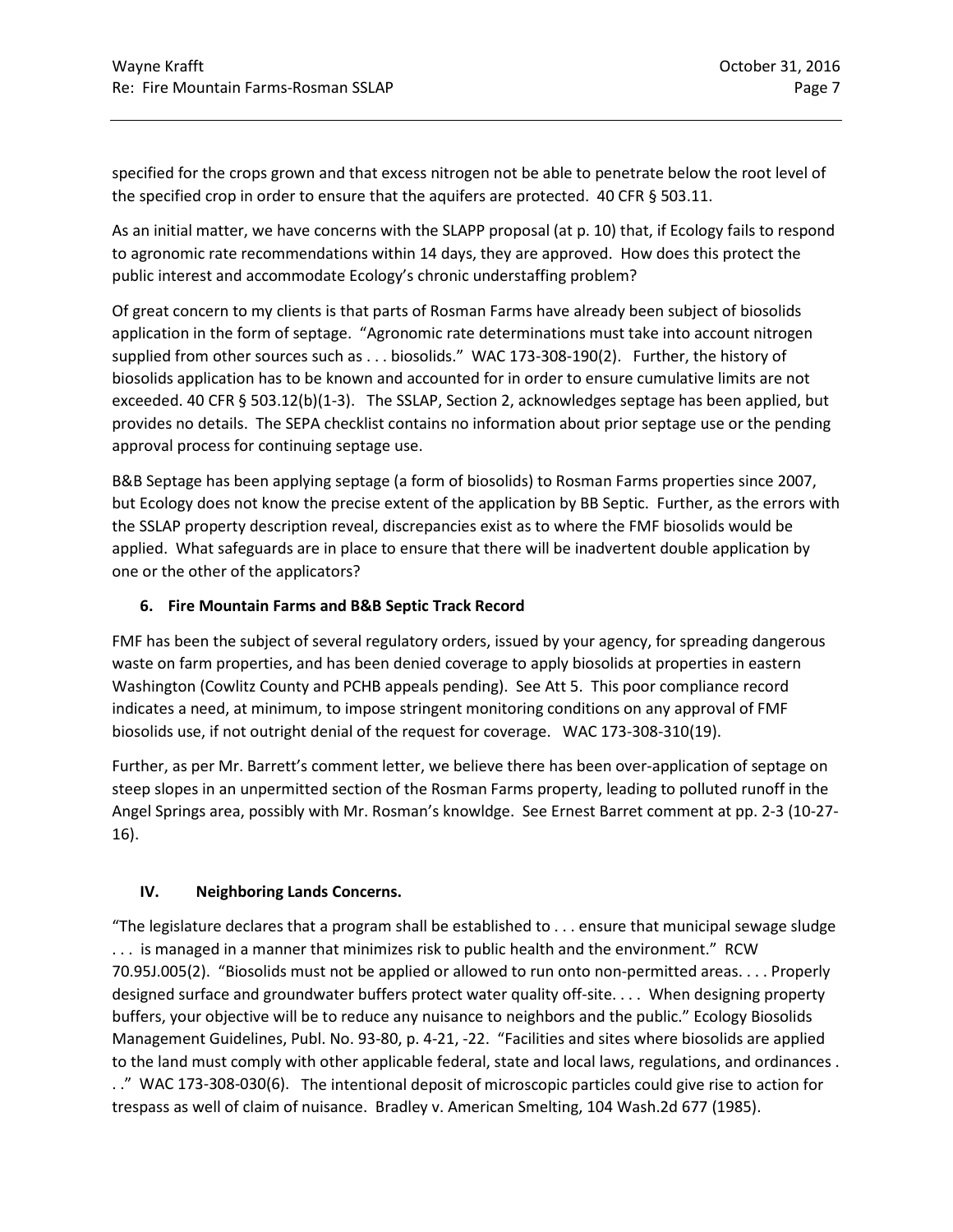specified for the crops grown and that excess nitrogen not be able to penetrate below the root level of the specified crop in order to ensure that the aquifers are protected. 40 CFR § 503.11.

As an initial matter, we have concerns with the SLAPP proposal (at p. 10) that, if Ecology fails to respond to agronomic rate recommendations within 14 days, they are approved. How does this protect the public interest and accommodate Ecology's chronic understaffing problem?

Of great concern to my clients is that parts of Rosman Farms have already been subject of biosolids application in the form of septage. "Agronomic rate determinations must take into account nitrogen supplied from other sources such as . . . biosolids." WAC 173-308-190(2). Further, the history of biosolids application has to be known and accounted for in order to ensure cumulative limits are not exceeded. 40 CFR § 503.12(b)(1-3). The SSLAP, Section 2, acknowledges septage has been applied, but provides no details. The SEPA checklist contains no information about prior septage use or the pending approval process for continuing septage use.

B&B Septage has been applying septage (a form of biosolids) to Rosman Farms properties since 2007, but Ecology does not know the precise extent of the application by BB Septic. Further, as the errors with the SSLAP property description reveal, discrepancies exist as to where the FMF biosolids would be applied. What safeguards are in place to ensure that there will be inadvertent double application by one or the other of the applicators?

### 6. Fire Mountain Farms and B&B Septic Track Record

FMF has been the subject of several regulatory orders, issued by your agency, for spreading dangerous waste on farm properties, and has been denied coverage to apply biosolids at properties in eastern Washington (Cowlitz County and PCHB appeals pending). See Att 5. This poor compliance record indicates a need, at minimum, to impose stringent monitoring conditions on any approval of FMF biosolids use, if not outright denial of the request for coverage. WAC 173-308-310(19).

Further, as per Mr. Barrett's comment letter, we believe there has been over-application of septage on steep slopes in an unpermitted section of the Rosman Farms property, leading to polluted runoff in the Angel Springs area, possibly with Mr. Rosman's knowldge. See Ernest Barret comment at pp. 2-3 (10-27-16).

## IV. Neighboring Lands Concerns.

"The legislature declares that a program shall be established to . . . ensure that municipal sewage sludge . . . is managed in a manner that minimizes risk to public health and the environment." RCW 70.95J.005(2). "Biosolids must not be applied or allowed to run onto non-permitted areas. . . . Properly designed surface and groundwater buffers protect water quality off-site. . . . When designing property buffers, your objective will be to reduce any nuisance to neighbors and the public." Ecology Biosolids Management Guidelines, Publ. No. 93-80, p. 4-21, -22. "Facilities and sites where biosolids are applied to the land must comply with other applicable federal, state and local laws, regulations, and ordinances . . ." WAC 173-308-030(6). The intentional deposit of microscopic particles could give rise to action for trespass as well of claim of nuisance. Bradley v. American Smelting, 104 Wash.2d 677 (1985).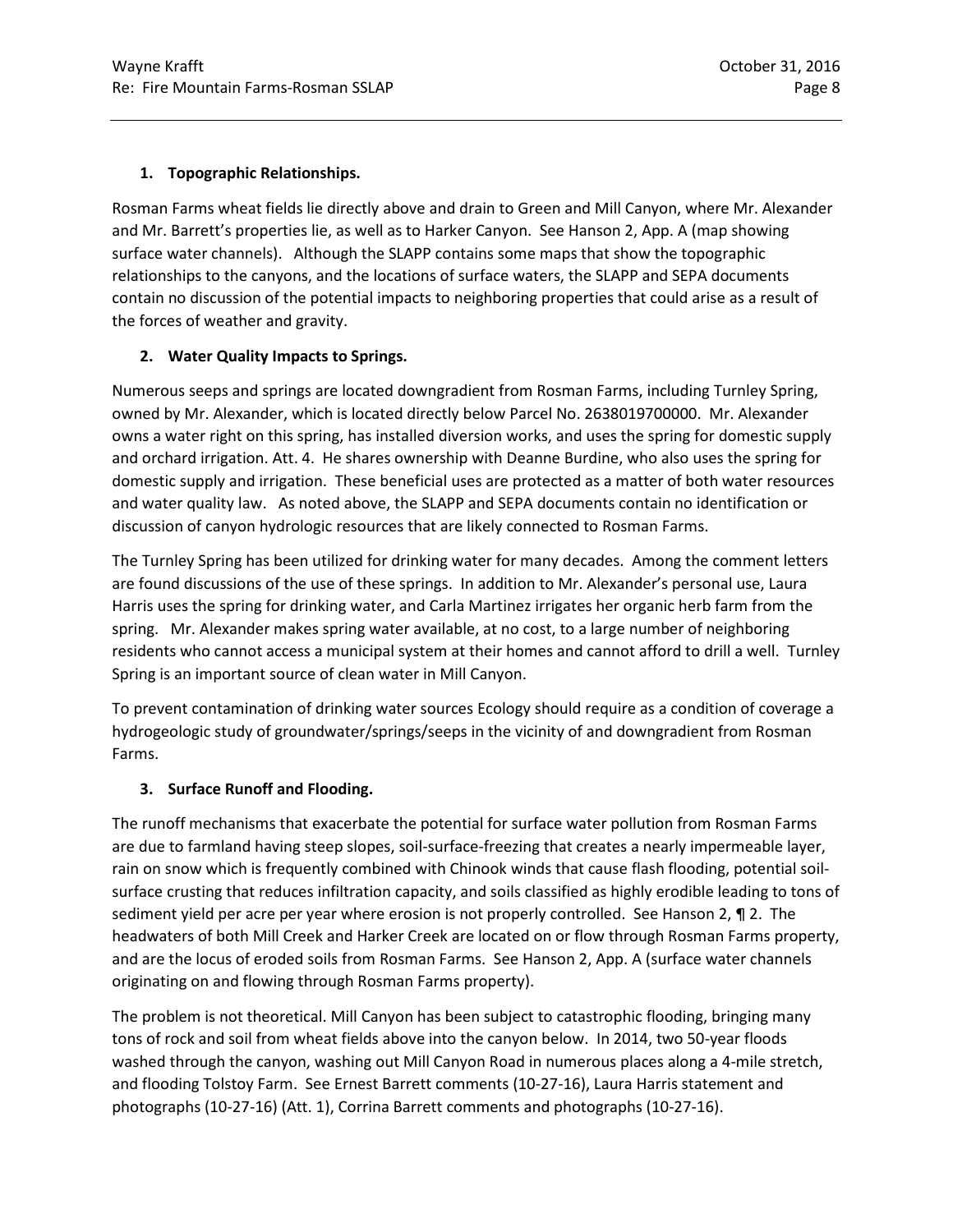**1. Topographic Relationships.**

Rosman Farms wheat fields lie directly above and drain to Green and Mill Canyon, where Mr. Alexander and Mr. Barrett's properties lie, as well as to Harker Canyon. See Hanson 2, App. A (map showing surface water channels). Although the SLAPP contains some maps that show the topographic relationships to the canyons, and the locations of surface waters, the SLAPP and SEPA documents contain no discussion of the potential impacts to neighboring properties that could arise as a result of the forces of weather and gravity.

**2. Water Quality Impacts to Springs.**

Numerous seeps and springs are located downgradient from Rosman Farms, including Turnley Spring, owned by Mr. Alexander, which is located directly below Parcel No. 2638019700000. Mr. Alexander owns a water right on this spring, has installed diversion works, and uses the spring for domestic supply and orchard irrigation. Att. 4. He shares ownership with Deanne Burdine, who also uses the spring for domestic supply and irrigation. These beneficial uses are protected as a matter of both water resources and water quality law. As noted above, the SLAPP and SEPA documents contain no identification or discussion of canyon hydrologic resources that are likely connected to Rosman Farms.

The Turnley Spring has been utilized for drinking water for many decades. Among the comment letters are found discussions of the use of these springs. In addition to Mr. Alexander's personal use, Laura Harris uses the spring for drinking water, and Carla Martinez irrigates her organic herb farm from the spring. Mr. Alexander makes spring water available, at no cost, to a large number of neighboring residents who cannot access a municipal system at their homes and cannot afford to drill a well. Turnley Spring is an important source of clean water in Mill Canyon.

To prevent contamination of drinking water sources Ecology should require as a condition of coverage a hydrogeologic study of groundwater/springs/seeps in the vicinity of and downgradient from Rosman Farms.

**3. Surface Runoff and Flooding.**

The runoff mechanisms that exacerbate the potential for surface water pollution from Rosman Farms are due to farmland having steep slopes, soil-surface-freezing that creates a nearly impermeable layer, rain on snow which is frequently combined with Chinook winds that cause flash flooding, potential soil-surface crusting that reduces infiltration capacity, and soils classified as highly erodible leading to tons of sediment yield per acre per year where erosion is not properly controlled. See Hanson 2, ¶ 2. The headwaters of both Mill Creek and Harker Creek are located on or flow through Rosman Farms property, and are the locus of eroded soils from Rosman Farms. See Hanson 2, App. A (surface water channels originating on and flowing through Rosman Farms property).

The problem is not theoretical. Mill Canyon has been subject to catastrophic flooding, bringing many tons of rock and soil from wheat fields above into the canyon below. In 2014, two 50-year floods washed through the canyon, washing out Mill Canyon Road in numerous places along a 4-mile stretch, and flooding Tolstoy Farm. See Ernest Barrett comments (10-27-16), Laura Harris statement and photographs (10-27-16) (Att. 1), Corrina Barrett comments and photographs (10-27-16).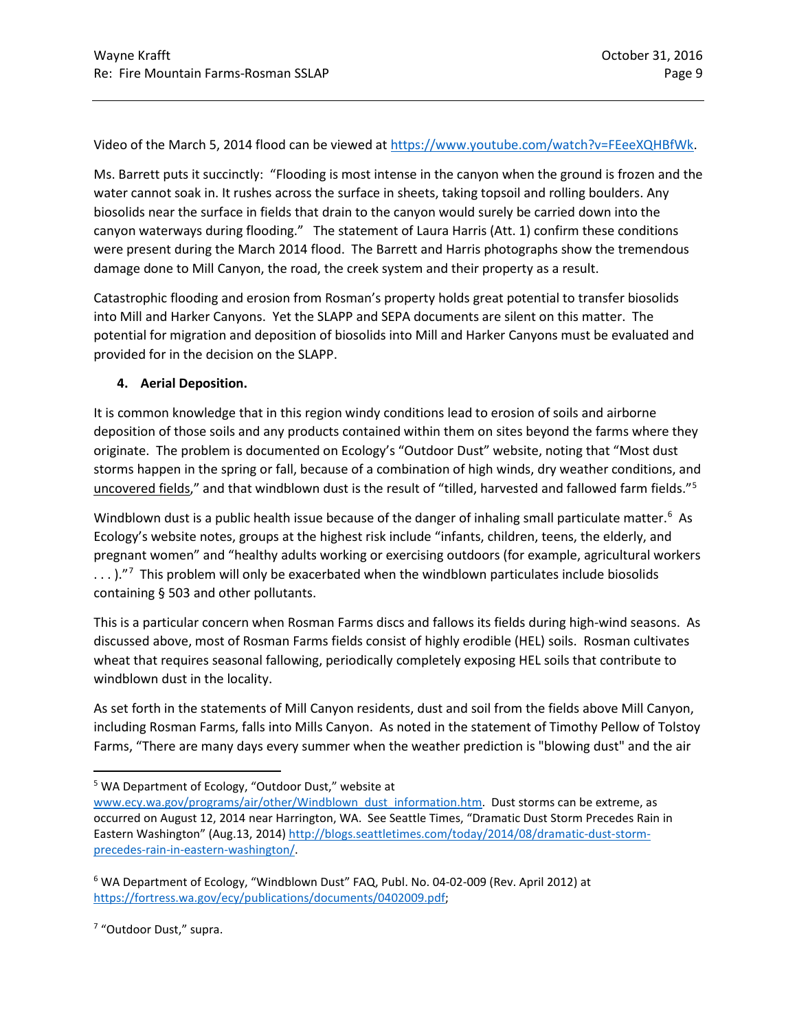Video of the March 5, 2014 flood can be viewed at https://www.youtube.com/watch?v=FEeeXQHBfWk.

Ms. Barrett puts it succinctly: "Flooding is most intense in the canyon when the ground is frozen and the water cannot soak in. It rushes across the surface in sheets, taking topsoil and rolling boulders. Any biosolids near the surface in fields that drain to the canyon would surely be carried down into the canyon waterways during flooding." The statement of Laura Harris (Att. 1) confirm these conditions were present during the March 2014 flood. The Barrett and Harris photographs show the tremendous damage done to Mill Canyon, the road, the creek system and their property as a result.

Catastrophic flooding and erosion from Rosman's property holds great potential to transfer biosolids into Mill and Harker Canyons. Yet the SLAPP and SEPA documents are silent on this matter. The potential for migration and deposition of biosolids into Mill and Harker Canyons must be evaluated and provided for in the decision on the SLAPP.

**4. Aerial Deposition.**

It is common knowledge that in this region windy conditions lead to erosion of soils and airborne deposition of those soils and any products contained within them on sites beyond the farms where they originate. The problem is documented on Ecology's "Outdoor Dust" website, noting that "Most dust storms happen in the spring or fall, because of a combination of high winds, dry weather conditions, and uncovered fields," and that windblown dust is the result of "tilled, harvested and fallowed farm fields."[5]

Windblown dust is a public health issue because of the danger of inhaling small particulate matter.[6] As Ecology's website notes, groups at the highest risk include "infants, children, teens, the elderly, and pregnant women" and "healthy adults working or exercising outdoors (for example, agricultural workers . . . )."[7] This problem will only be exacerbated when the windblown particulates include biosolids containing § 503 and other pollutants.

This is a particular concern when Rosman Farms discs and fallows its fields during high-wind seasons. As discussed above, most of Rosman Farms fields consist of highly erodible (HEL) soils. Rosman cultivates wheat that requires seasonal fallowing, periodically completely exposing HEL soils that contribute to windblown dust in the locality.

As set forth in the statements of Mill Canyon residents, dust and soil from the fields above Mill Canyon, including Rosman Farms, falls into Mills Canyon. As noted in the statement of Timothy Pellow of Tolstoy Farms, "There are many days every summer when the weather prediction is "blowing dust" and the air

---

[5] WA Department of Ecology, "Outdoor Dust," website at www.ecy.wa.gov/programs/air/other/Windblown_dust_information.htm. Dust storms can be extreme, as occurred on August 12, 2014 near Harrington, WA. See Seattle Times, "Dramatic Dust Storm Precedes Rain in Eastern Washington" (Aug.13, 2014) http://blogs.seattletimes.com/today/2014/08/dramatic-dust-storm-precedes-rain-in-eastern-washington/.

[6] WA Department of Ecology, "Windblown Dust" FAQ, Publ. No. 04-02-009 (Rev. April 2012) at https://fortress.wa.gov/ecy/publications/documents/0402009.pdf;

[7] "Outdoor Dust," supra.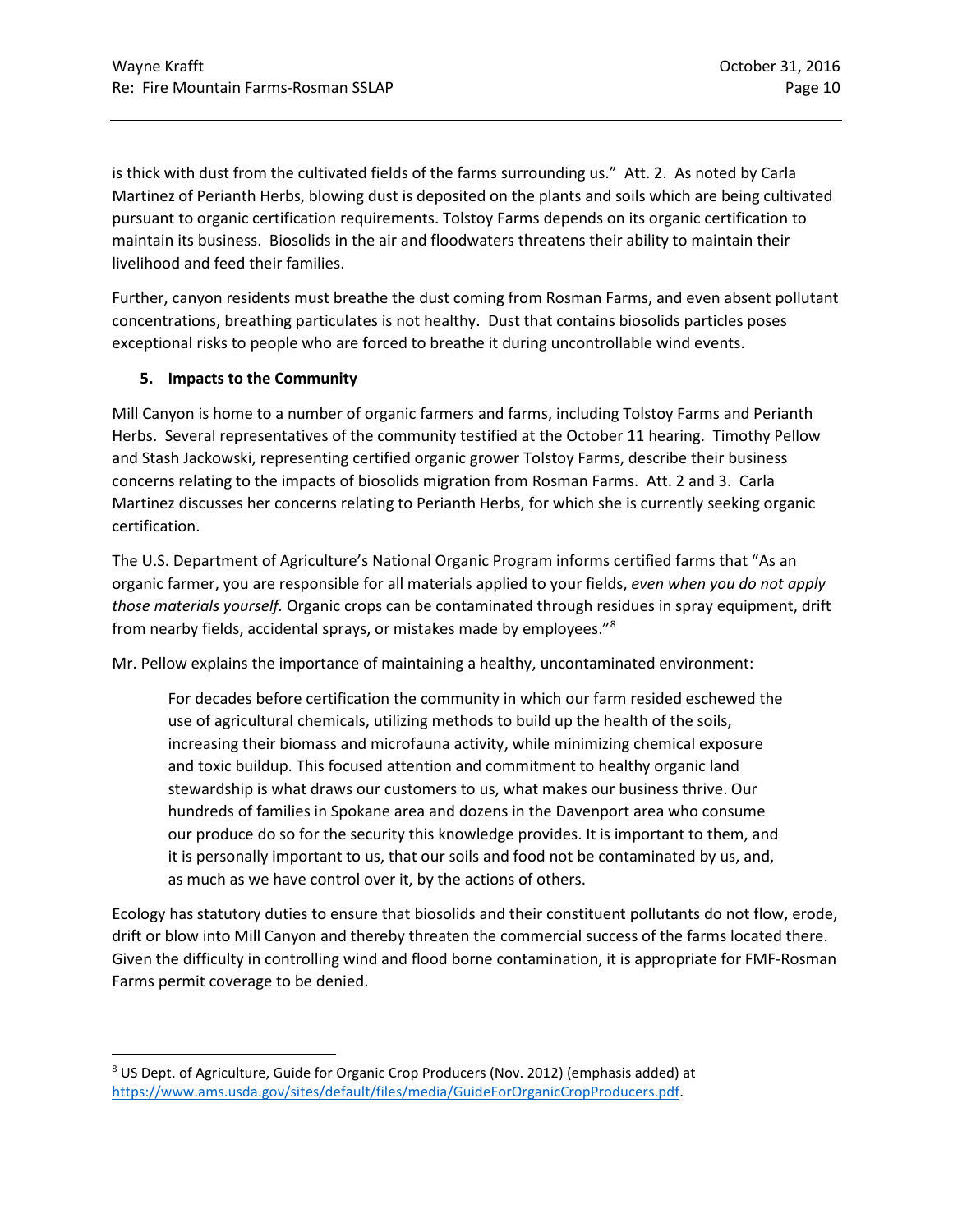is thick with dust from the cultivated fields of the farms surrounding us." Att. 2. As noted by Carla Martinez of Perianth Herbs, blowing dust is deposited on the plants and soils which are being cultivated pursuant to organic certification requirements. Tolstoy Farms depends on its organic certification to maintain its business. Biosolids in the air and floodwaters threatens their ability to maintain their livelihood and feed their families.

Further, canyon residents must breathe the dust coming from Rosman Farms, and even absent pollutant concentrations, breathing particulates is not healthy. Dust that contains biosolids particles poses exceptional risks to people who are forced to breathe it during uncontrollable wind events.

### 5. Impacts to the Community

Mill Canyon is home to a number of organic farmers and farms, including Tolstoy Farms and Perianth Herbs. Several representatives of the community testified at the October 11 hearing. Timothy Pellow and Stash Jackowski, representing certified organic grower Tolstoy Farms, describe their business concerns relating to the impacts of biosolids migration from Rosman Farms. Att. 2 and 3. Carla Martinez discusses her concerns relating to Perianth Herbs, for which she is currently seeking organic certification.

The U.S. Department of Agriculture's National Organic Program informs certified farms that "As an organic farmer, you are responsible for all materials applied to your fields, *even when you do not apply those materials yourself.* Organic crops can be contaminated through residues in spray equipment, drift from nearby fields, accidental sprays, or mistakes made by employees."[8]

Mr. Pellow explains the importance of maintaining a healthy, uncontaminated environment:

> For decades before certification the community in which our farm resided eschewed the use of agricultural chemicals, utilizing methods to build up the health of the soils, increasing their biomass and microfauna activity, while minimizing chemical exposure and toxic buildup. This focused attention and commitment to healthy organic land stewardship is what draws our customers to us, what makes our business thrive. Our hundreds of families in Spokane area and dozens in the Davenport area who consume our produce do so for the security this knowledge provides. It is important to them, and it is personally important to us, that our soils and food not be contaminated by us, and, as much as we have control over it, by the actions of others.

Ecology has statutory duties to ensure that biosolids and their constituent pollutants do not flow, erode, drift or blow into Mill Canyon and thereby threaten the commercial success of the farms located there. Given the difficulty in controlling wind and flood borne contamination, it is appropriate for FMF-Rosman Farms permit coverage to be denied.

---

[8] US Dept. of Agriculture, Guide for Organic Crop Producers (Nov. 2012) (emphasis added) at https://www.ams.usda.gov/sites/default/files/media/GuideForOrganicCropProducers.pdf.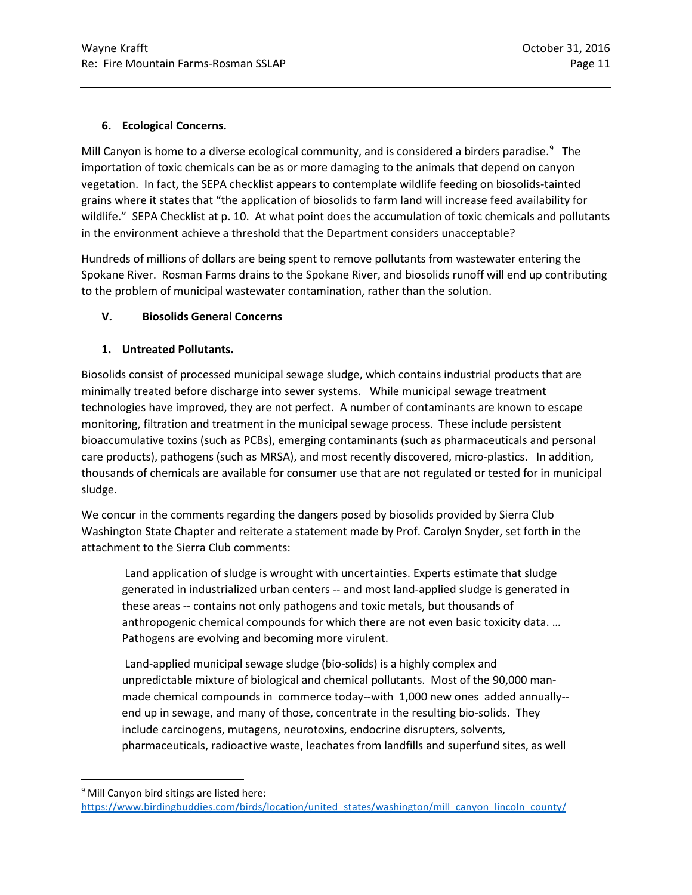### 6. Ecological Concerns.

Mill Canyon is home to a diverse ecological community, and is considered a birders paradise.[9] The importation of toxic chemicals can be as or more damaging to the animals that depend on canyon vegetation. In fact, the SEPA checklist appears to contemplate wildlife feeding on biosolids-tainted grains where it states that "the application of biosolids to farm land will increase feed availability for wildlife." SEPA Checklist at p. 10. At what point does the accumulation of toxic chemicals and pollutants in the environment achieve a threshold that the Department considers unacceptable?

Hundreds of millions of dollars are being spent to remove pollutants from wastewater entering the Spokane River. Rosman Farms drains to the Spokane River, and biosolids runoff will end up contributing to the problem of municipal wastewater contamination, rather than the solution.

## V. Biosolids General Concerns

### 1. Untreated Pollutants.

Biosolids consist of processed municipal sewage sludge, which contains industrial products that are minimally treated before discharge into sewer systems. While municipal sewage treatment technologies have improved, they are not perfect. A number of contaminants are known to escape monitoring, filtration and treatment in the municipal sewage process. These include persistent bioaccumulative toxins (such as PCBs), emerging contaminants (such as pharmaceuticals and personal care products), pathogens (such as MRSA), and most recently discovered, micro-plastics. In addition, thousands of chemicals are available for consumer use that are not regulated or tested for in municipal sludge.

We concur in the comments regarding the dangers posed by biosolids provided by Sierra Club Washington State Chapter and reiterate a statement made by Prof. Carolyn Snyder, set forth in the attachment to the Sierra Club comments:

> Land application of sludge is wrought with uncertainties. Experts estimate that sludge generated in industrialized urban centers -- and most land-applied sludge is generated in these areas -- contains not only pathogens and toxic metals, but thousands of anthropogenic chemical compounds for which there are not even basic toxicity data. … Pathogens are evolving and becoming more virulent.
>
> Land-applied municipal sewage sludge (bio-solids) is a highly complex and unpredictable mixture of biological and chemical pollutants. Most of the 90,000 man-made chemical compounds in commerce today--with 1,000 new ones added annually--end up in sewage, and many of those, concentrate in the resulting bio-solids. They include carcinogens, mutagens, neurotoxins, endocrine disrupters, solvents, pharmaceuticals, radioactive waste, leachates from landfills and superfund sites, as well

---

[9] Mill Canyon bird sitings are listed here: https://www.birdingbuddies.com/birds/location/united_states/washington/mill_canyon_lincoln_county/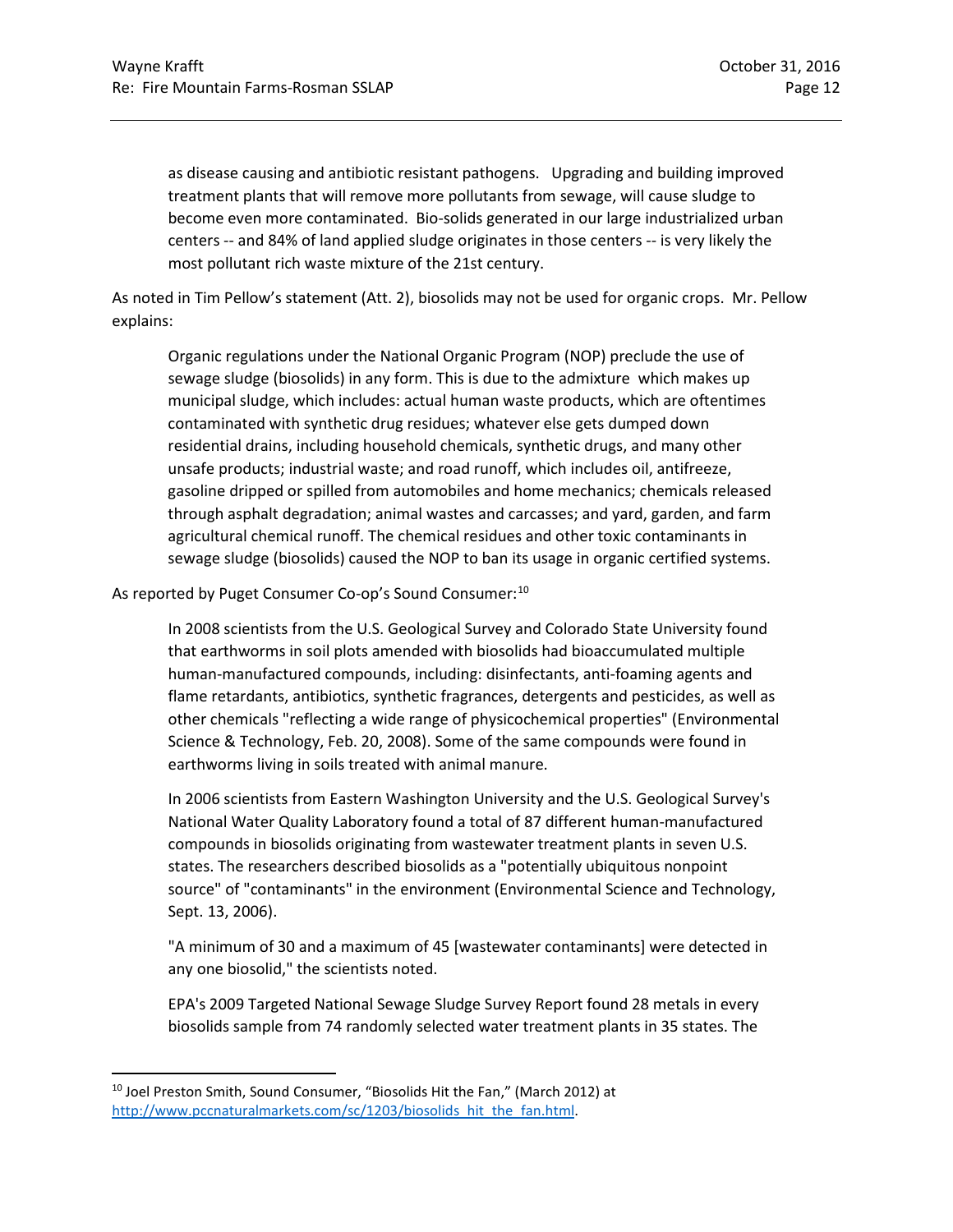> as disease causing and antibiotic resistant pathogens. Upgrading and building improved treatment plants that will remove more pollutants from sewage, will cause sludge to become even more contaminated. Bio-solids generated in our large industrialized urban centers -- and 84% of land applied sludge originates in those centers -- is very likely the most pollutant rich waste mixture of the 21st century.

As noted in Tim Pellow's statement (Att. 2), biosolids may not be used for organic crops. Mr. Pellow explains:

> Organic regulations under the National Organic Program (NOP) preclude the use of sewage sludge (biosolids) in any form. This is due to the admixture which makes up municipal sludge, which includes: actual human waste products, which are oftentimes contaminated with synthetic drug residues; whatever else gets dumped down residential drains, including household chemicals, synthetic drugs, and many other unsafe products; industrial waste; and road runoff, which includes oil, antifreeze, gasoline dripped or spilled from automobiles and home mechanics; chemicals released through asphalt degradation; animal wastes and carcasses; and yard, garden, and farm agricultural chemical runoff. The chemical residues and other toxic contaminants in sewage sludge (biosolids) caused the NOP to ban its usage in organic certified systems.

As reported by Puget Consumer Co-op's Sound Consumer:[10]

> In 2008 scientists from the U.S. Geological Survey and Colorado State University found that earthworms in soil plots amended with biosolids had bioaccumulated multiple human-manufactured compounds, including: disinfectants, anti-foaming agents and flame retardants, antibiotics, synthetic fragrances, detergents and pesticides, as well as other chemicals "reflecting a wide range of physicochemical properties" (Environmental Science & Technology, Feb. 20, 2008). Some of the same compounds were found in earthworms living in soils treated with animal manure.
>
> In 2006 scientists from Eastern Washington University and the U.S. Geological Survey's National Water Quality Laboratory found a total of 87 different human-manufactured compounds in biosolids originating from wastewater treatment plants in seven U.S. states. The researchers described biosolids as a "potentially ubiquitous nonpoint source" of "contaminants" in the environment (Environmental Science and Technology, Sept. 13, 2006).
>
> "A minimum of 30 and a maximum of 45 [wastewater contaminants] were detected in any one biosolid," the scientists noted.
>
> EPA's 2009 Targeted National Sewage Sludge Survey Report found 28 metals in every biosolids sample from 74 randomly selected water treatment plants in 35 states. The

---

[10] Joel Preston Smith, Sound Consumer, "Biosolids Hit the Fan," (March 2012) at http://www.pccnaturalmarkets.com/sc/1203/biosolids_hit_the_fan.html.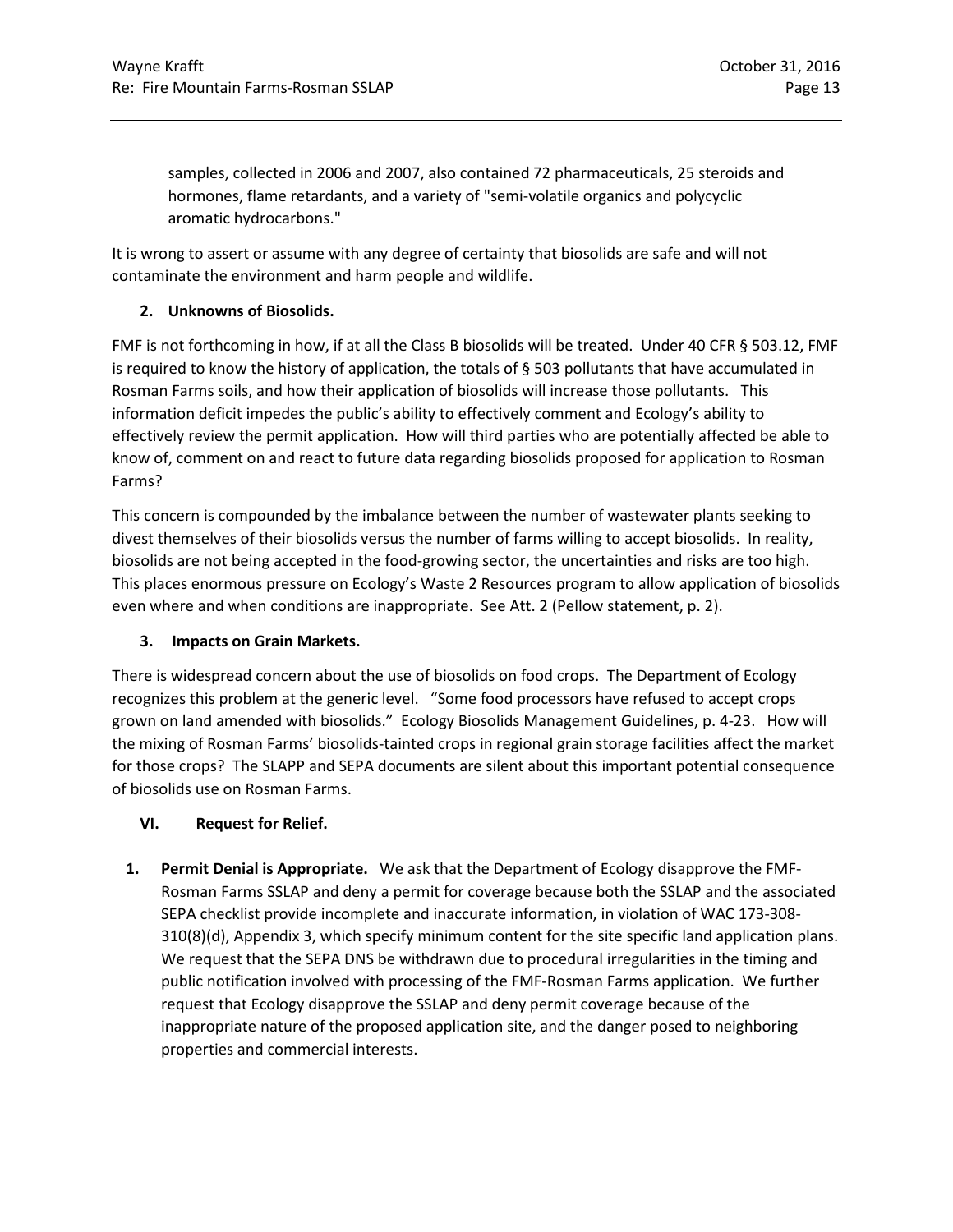samples, collected in 2006 and 2007, also contained 72 pharmaceuticals, 25 steroids and hormones, flame retardants, and a variety of "semi-volatile organics and polycyclic aromatic hydrocarbons."

It is wrong to assert or assume with any degree of certainty that biosolids are safe and will not contaminate the environment and harm people and wildlife.

**2. Unknowns of Biosolids.**

FMF is not forthcoming in how, if at all the Class B biosolids will be treated. Under 40 CFR § 503.12, FMF is required to know the history of application, the totals of § 503 pollutants that have accumulated in Rosman Farms soils, and how their application of biosolids will increase those pollutants. This information deficit impedes the public's ability to effectively comment and Ecology's ability to effectively review the permit application. How will third parties who are potentially affected be able to know of, comment on and react to future data regarding biosolids proposed for application to Rosman Farms?

This concern is compounded by the imbalance between the number of wastewater plants seeking to divest themselves of their biosolids versus the number of farms willing to accept biosolids. In reality, biosolids are not being accepted in the food-growing sector, the uncertainties and risks are too high. This places enormous pressure on Ecology's Waste 2 Resources program to allow application of biosolids even where and when conditions are inappropriate. See Att. 2 (Pellow statement, p. 2).

**3. Impacts on Grain Markets.**

There is widespread concern about the use of biosolids on food crops. The Department of Ecology recognizes this problem at the generic level. "Some food processors have refused to accept crops grown on land amended with biosolids." Ecology Biosolids Management Guidelines, p. 4-23. How will the mixing of Rosman Farms' biosolids-tainted crops in regional grain storage facilities affect the market for those crops? The SLAPP and SEPA documents are silent about this important potential consequence of biosolids use on Rosman Farms.

## VI. Request for Relief.

1. **Permit Denial is Appropriate.** We ask that the Department of Ecology disapprove the FMF-Rosman Farms SSLAP and deny a permit for coverage because both the SSLAP and the associated SEPA checklist provide incomplete and inaccurate information, in violation of WAC 173-308-310(8)(d), Appendix 3, which specify minimum content for the site specific land application plans. We request that the SEPA DNS be withdrawn due to procedural irregularities in the timing and public notification involved with processing of the FMF-Rosman Farms application. We further request that Ecology disapprove the SSLAP and deny permit coverage because of the inappropriate nature of the proposed application site, and the danger posed to neighboring properties and commercial interests.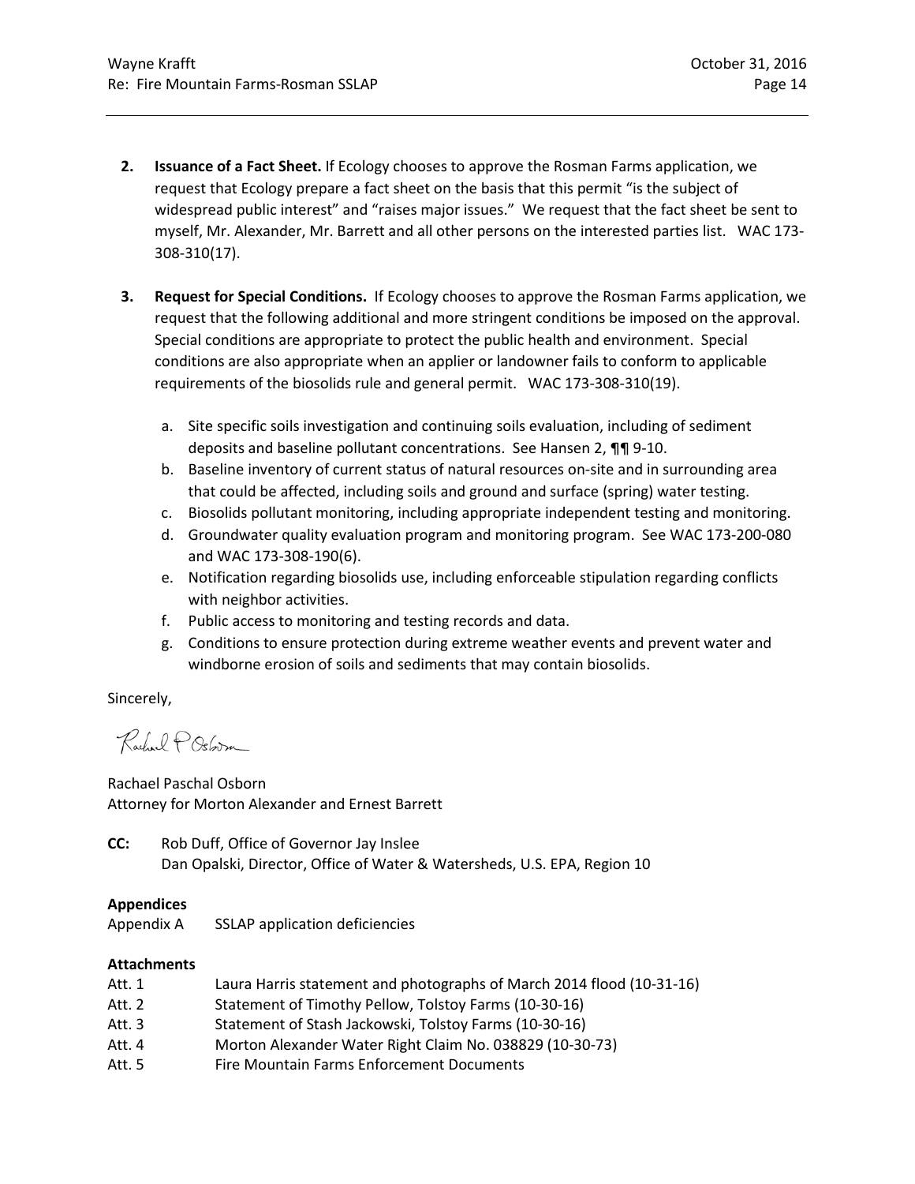2. **Issuance of a Fact Sheet.** If Ecology chooses to approve the Rosman Farms application, we request that Ecology prepare a fact sheet on the basis that this permit "is the subject of widespread public interest" and "raises major issues." We request that the fact sheet be sent to myself, Mr. Alexander, Mr. Barrett and all other persons on the interested parties list. WAC 173-308-310(17).

3. **Request for Special Conditions.** If Ecology chooses to approve the Rosman Farms application, we request that the following additional and more stringent conditions be imposed on the approval. Special conditions are appropriate to protect the public health and environment. Special conditions are also appropriate when an applier or landowner fails to conform to applicable requirements of the biosolids rule and general permit. WAC 173-308-310(19).

   a. Site specific soils investigation and continuing soils evaluation, including of sediment deposits and baseline pollutant concentrations. See Hansen 2, ¶¶ 9-10.
   b. Baseline inventory of current status of natural resources on-site and in surrounding area that could be affected, including soils and ground and surface (spring) water testing.
   c. Biosolids pollutant monitoring, including appropriate independent testing and monitoring.
   d. Groundwater quality evaluation program and monitoring program. See WAC 173-200-080 and WAC 173-308-190(6).
   e. Notification regarding biosolids use, including enforceable stipulation regarding conflicts with neighbor activities.
   f. Public access to monitoring and testing records and data.
   g. Conditions to ensure protection during extreme weather events and prevent water and windborne erosion of soils and sediments that may contain biosolids.

Sincerely,

Rachael P Osborn

Rachael Paschal Osborn
Attorney for Morton Alexander and Ernest Barrett

**CC:** Rob Duff, Office of Governor Jay Inslee
Dan Opalski, Director, Office of Water & Watersheds, U.S. EPA, Region 10

**Appendices**

Appendix A SSLAP application deficiencies

**Attachments**

Att. 1 Laura Harris statement and photographs of March 2014 flood (10-31-16)
Att. 2 Statement of Timothy Pellow, Tolstoy Farms (10-30-16)
Att. 3 Statement of Stash Jackowski, Tolstoy Farms (10-30-16)
Att. 4 Morton Alexander Water Right Claim No. 038829 (10-30-73)
Att. 5 Fire Mountain Farms Enforcement Documents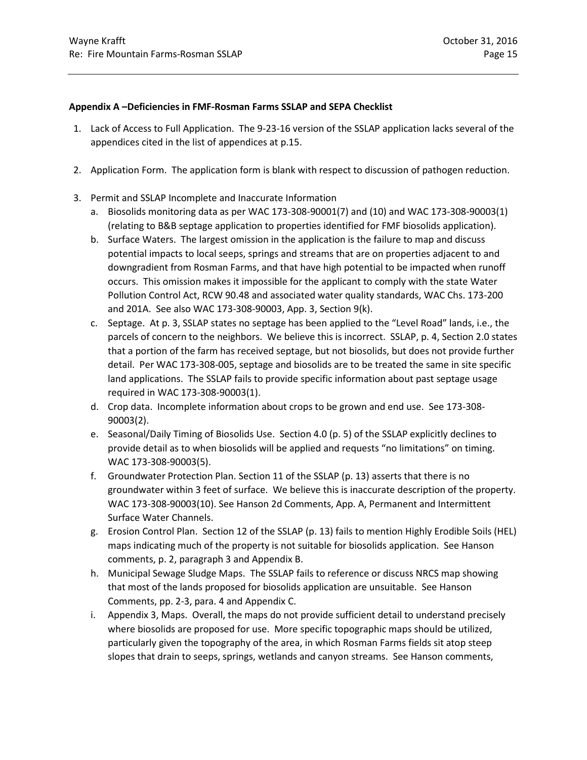**Appendix A –Deficiencies in FMF-Rosman Farms SSLAP and SEPA Checklist**

1. Lack of Access to Full Application. The 9-23-16 version of the SSLAP application lacks several of the appendices cited in the list of appendices at p.15.

2. Application Form. The application form is blank with respect to discussion of pathogen reduction.

3. Permit and SSLAP Incomplete and Inaccurate Information
   a. Biosolids monitoring data as per WAC 173-308-90001(7) and (10) and WAC 173-308-90003(1) (relating to B&B septage application to properties identified for FMF biosolids application).
   b. Surface Waters. The largest omission in the application is the failure to map and discuss potential impacts to local seeps, springs and streams that are on properties adjacent to and downgradient from Rosman Farms, and that have high potential to be impacted when runoff occurs. This omission makes it impossible for the applicant to comply with the state Water Pollution Control Act, RCW 90.48 and associated water quality standards, WAC Chs. 173-200 and 201A. See also WAC 173-308-90003, App. 3, Section 9(k).
   c. Septage. At p. 3, SSLAP states no septage has been applied to the "Level Road" lands, i.e., the parcels of concern to the neighbors. We believe this is incorrect. SSLAP, p. 4, Section 2.0 states that a portion of the farm has received septage, but not biosolids, but does not provide further detail. Per WAC 173-308-005, septage and biosolids are to be treated the same in site specific land applications. The SSLAP fails to provide specific information about past septage usage required in WAC 173-308-90003(1).
   d. Crop data. Incomplete information about crops to be grown and end use. See 173-308-90003(2).
   e. Seasonal/Daily Timing of Biosolids Use. Section 4.0 (p. 5) of the SSLAP explicitly declines to provide detail as to when biosolids will be applied and requests "no limitations" on timing. WAC 173-308-90003(5).
   f. Groundwater Protection Plan. Section 11 of the SSLAP (p. 13) asserts that there is no groundwater within 3 feet of surface. We believe this is inaccurate description of the property. WAC 173-308-90003(10). See Hanson 2d Comments, App. A, Permanent and Intermittent Surface Water Channels.
   g. Erosion Control Plan. Section 12 of the SSLAP (p. 13) fails to mention Highly Erodible Soils (HEL) maps indicating much of the property is not suitable for biosolids application. See Hanson comments, p. 2, paragraph 3 and Appendix B.
   h. Municipal Sewage Sludge Maps. The SSLAP fails to reference or discuss NRCS map showing that most of the lands proposed for biosolids application are unsuitable. See Hanson Comments, pp. 2-3, para. 4 and Appendix C.
   i. Appendix 3, Maps. Overall, the maps do not provide sufficient detail to understand precisely where biosolids are proposed for use. More specific topographic maps should be utilized, particularly given the topography of the area, in which Rosman Farms fields sit atop steep slopes that drain to seeps, springs, wetlands and canyon streams. See Hanson comments,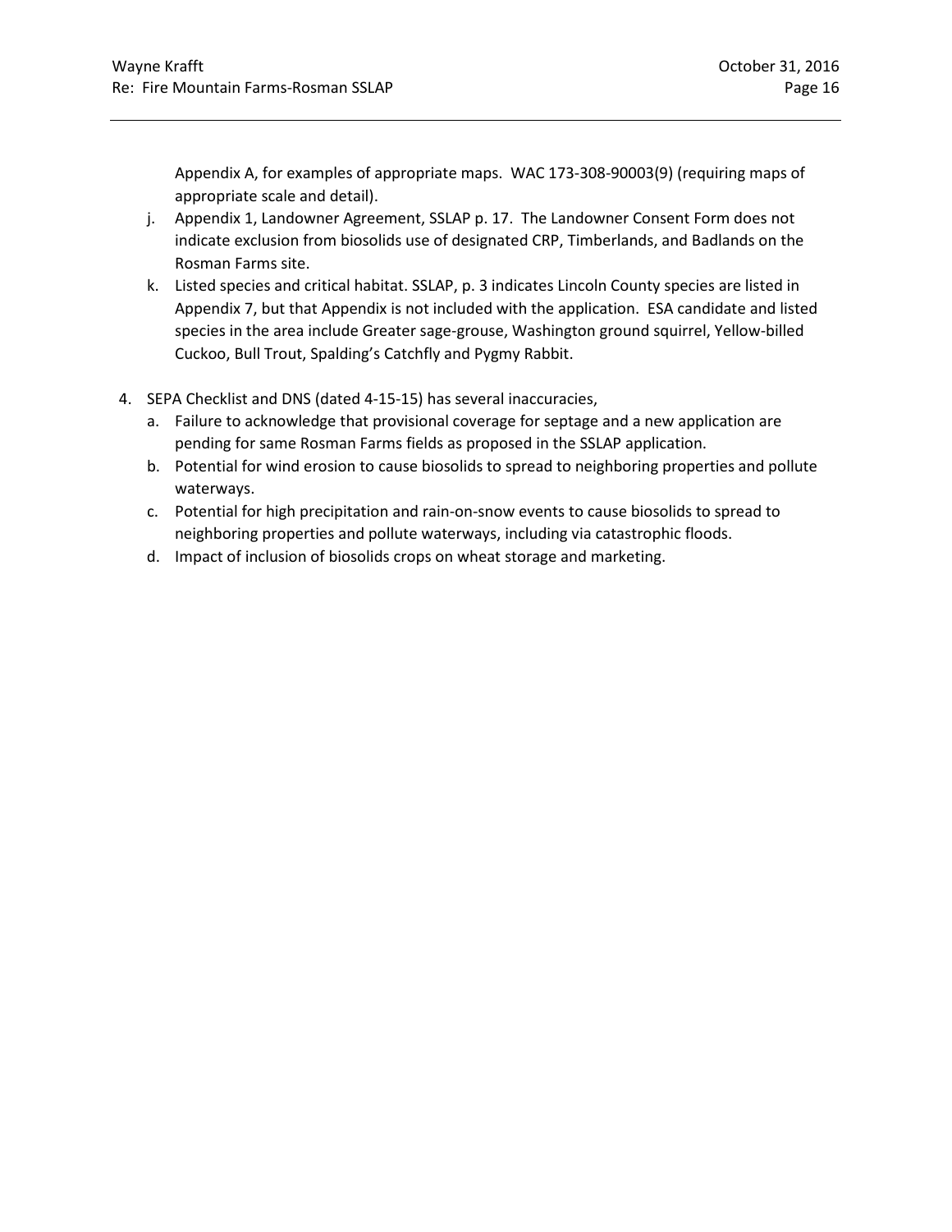Appendix A, for examples of appropriate maps. WAC 173-308-90003(9) (requiring maps of appropriate scale and detail).

j. Appendix 1, Landowner Agreement, SSLAP p. 17. The Landowner Consent Form does not indicate exclusion from biosolids use of designated CRP, Timberlands, and Badlands on the Rosman Farms site.

k. Listed species and critical habitat. SSLAP, p. 3 indicates Lincoln County species are listed in Appendix 7, but that Appendix is not included with the application. ESA candidate and listed species in the area include Greater sage-grouse, Washington ground squirrel, Yellow-billed Cuckoo, Bull Trout, Spalding's Catchfly and Pygmy Rabbit.

4. SEPA Checklist and DNS (dated 4-15-15) has several inaccuracies,
   a. Failure to acknowledge that provisional coverage for septage and a new application are pending for same Rosman Farms fields as proposed in the SSLAP application.
   b. Potential for wind erosion to cause biosolids to spread to neighboring properties and pollute waterways.
   c. Potential for high precipitation and rain-on-snow events to cause biosolids to spread to neighboring properties and pollute waterways, including via catastrophic floods.
   d. Impact of inclusion of biosolids crops on wheat storage and marketing.